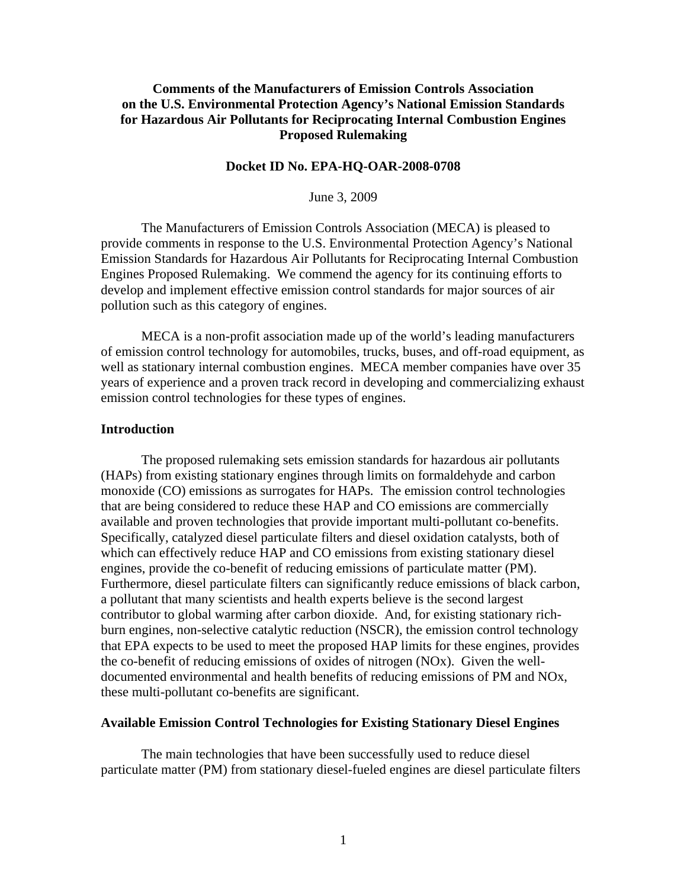# Comments of the Manufacturers of Emission Controls Association on the U.S. Environmental Protection Agency's National Emission Standards for Hazardous Air Pollutants for Reciprocating Internal Combustion Engines Proposed Rulemaking

**Docket ID No. EPA-HQ-OAR-2008-0708**

June 3, 2009

The Manufacturers of Emission Controls Association (MECA) is pleased to provide comments in response to the U.S. Environmental Protection Agency's National Emission Standards for Hazardous Air Pollutants for Reciprocating Internal Combustion Engines Proposed Rulemaking. We commend the agency for its continuing efforts to develop and implement effective emission control standards for major sources of air pollution such as this category of engines.

MECA is a non-profit association made up of the world's leading manufacturers of emission control technology for automobiles, trucks, buses, and off-road equipment, as well as stationary internal combustion engines. MECA member companies have over 35 years of experience and a proven track record in developing and commercializing exhaust emission control technologies for these types of engines.

## Introduction

The proposed rulemaking sets emission standards for hazardous air pollutants (HAPs) from existing stationary engines through limits on formaldehyde and carbon monoxide (CO) emissions as surrogates for HAPs. The emission control technologies that are being considered to reduce these HAP and CO emissions are commercially available and proven technologies that provide important multi-pollutant co-benefits. Specifically, catalyzed diesel particulate filters and diesel oxidation catalysts, both of which can effectively reduce HAP and CO emissions from existing stationary diesel engines, provide the co-benefit of reducing emissions of particulate matter (PM). Furthermore, diesel particulate filters can significantly reduce emissions of black carbon, a pollutant that many scientists and health experts believe is the second largest contributor to global warming after carbon dioxide. And, for existing stationary rich-burn engines, non-selective catalytic reduction (NSCR), the emission control technology that EPA expects to be used to meet the proposed HAP limits for these engines, provides the co-benefit of reducing emissions of oxides of nitrogen (NOx). Given the well-documented environmental and health benefits of reducing emissions of PM and NOx, these multi-pollutant co-benefits are significant.

## Available Emission Control Technologies for Existing Stationary Diesel Engines

The main technologies that have been successfully used to reduce diesel particulate matter (PM) from stationary diesel-fueled engines are diesel particulate filters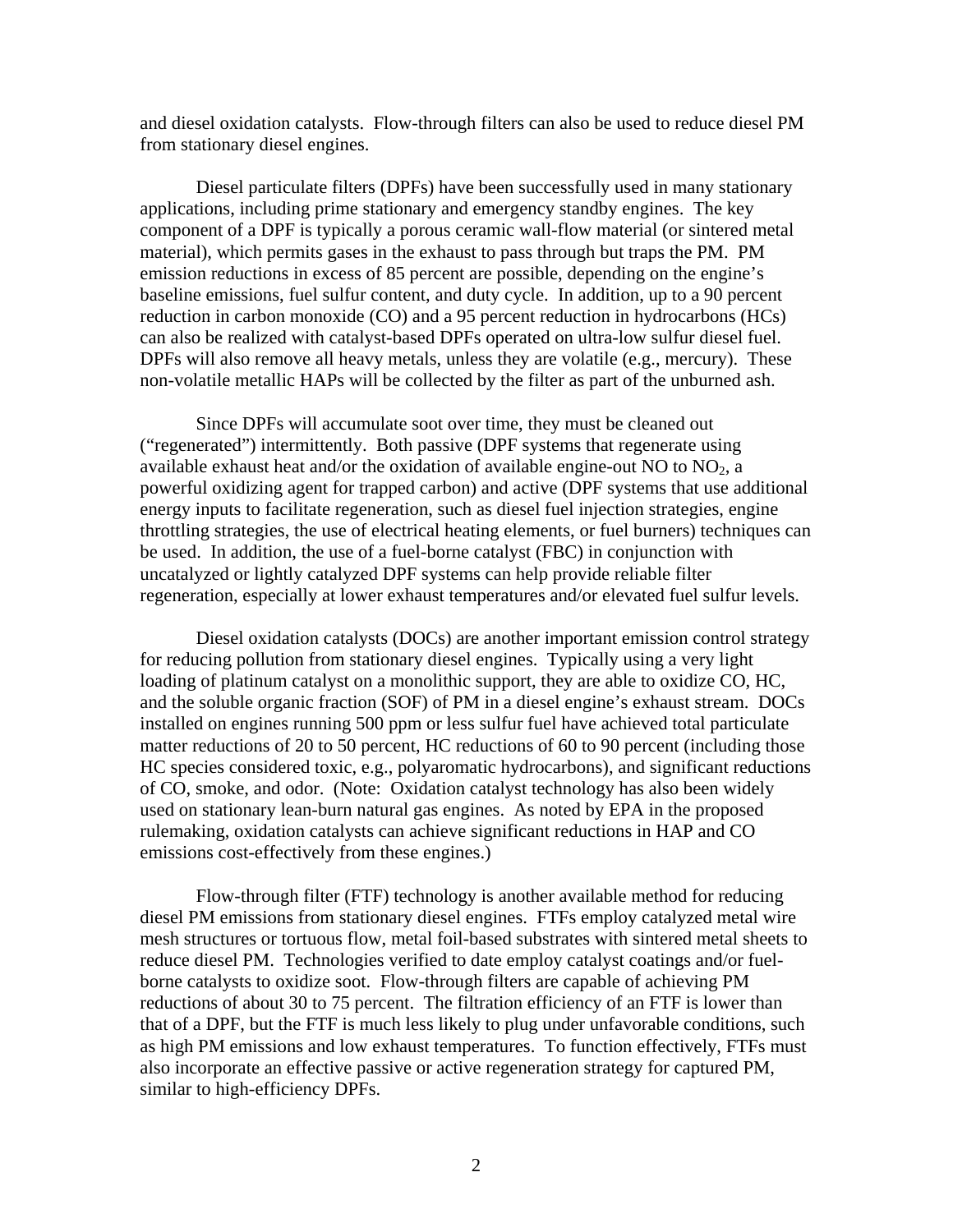and diesel oxidation catalysts. Flow-through filters can also be used to reduce diesel PM from stationary diesel engines.

Diesel particulate filters (DPFs) have been successfully used in many stationary applications, including prime stationary and emergency standby engines. The key component of a DPF is typically a porous ceramic wall-flow material (or sintered metal material), which permits gases in the exhaust to pass through but traps the PM. PM emission reductions in excess of 85 percent are possible, depending on the engine's baseline emissions, fuel sulfur content, and duty cycle. In addition, up to a 90 percent reduction in carbon monoxide (CO) and a 95 percent reduction in hydrocarbons (HCs) can also be realized with catalyst-based DPFs operated on ultra-low sulfur diesel fuel. DPFs will also remove all heavy metals, unless they are volatile (e.g., mercury). These non-volatile metallic HAPs will be collected by the filter as part of the unburned ash.

Since DPFs will accumulate soot over time, they must be cleaned out ("regenerated") intermittently. Both passive (DPF systems that regenerate using available exhaust heat and/or the oxidation of available engine-out NO to $NO_2$, a powerful oxidizing agent for trapped carbon) and active (DPF systems that use additional energy inputs to facilitate regeneration, such as diesel fuel injection strategies, engine throttling strategies, the use of electrical heating elements, or fuel burners) techniques can be used. In addition, the use of a fuel-borne catalyst (FBC) in conjunction with uncatalyzed or lightly catalyzed DPF systems can help provide reliable filter regeneration, especially at lower exhaust temperatures and/or elevated fuel sulfur levels.

Diesel oxidation catalysts (DOCs) are another important emission control strategy for reducing pollution from stationary diesel engines. Typically using a very light loading of platinum catalyst on a monolithic support, they are able to oxidize CO, HC, and the soluble organic fraction (SOF) of PM in a diesel engine's exhaust stream. DOCs installed on engines running 500 ppm or less sulfur fuel have achieved total particulate matter reductions of 20 to 50 percent, HC reductions of 60 to 90 percent (including those HC species considered toxic, e.g., polyaromatic hydrocarbons), and significant reductions of CO, smoke, and odor. (Note: Oxidation catalyst technology has also been widely used on stationary lean-burn natural gas engines. As noted by EPA in the proposed rulemaking, oxidation catalysts can achieve significant reductions in HAP and CO emissions cost-effectively from these engines.)

Flow-through filter (FTF) technology is another available method for reducing diesel PM emissions from stationary diesel engines. FTFs employ catalyzed metal wire mesh structures or tortuous flow, metal foil-based substrates with sintered metal sheets to reduce diesel PM. Technologies verified to date employ catalyst coatings and/or fuel-borne catalysts to oxidize soot. Flow-through filters are capable of achieving PM reductions of about 30 to 75 percent. The filtration efficiency of an FTF is lower than that of a DPF, but the FTF is much less likely to plug under unfavorable conditions, such as high PM emissions and low exhaust temperatures. To function effectively, FTFs must also incorporate an effective passive or active regeneration strategy for captured PM, similar to high-efficiency DPFs.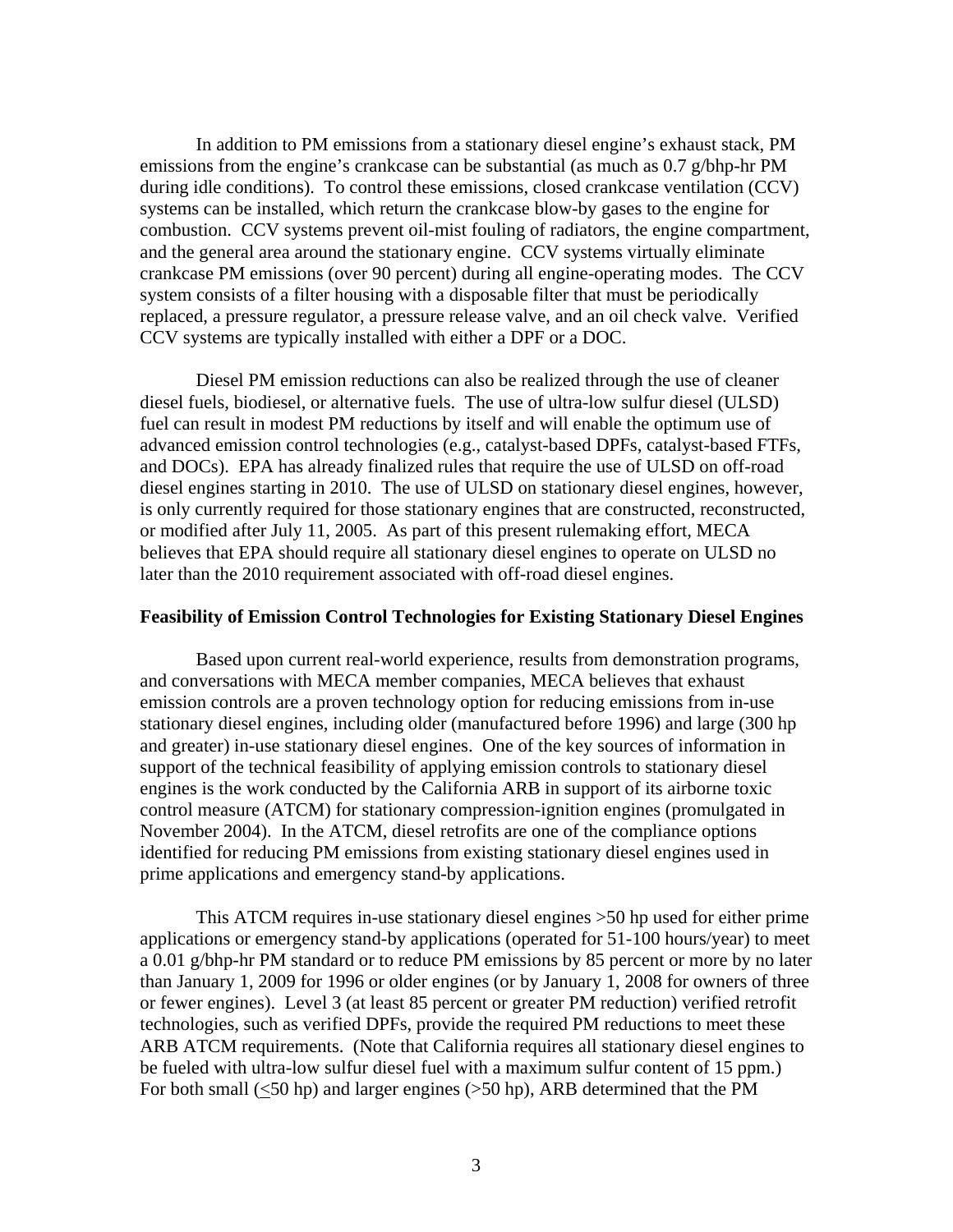In addition to PM emissions from a stationary diesel engine's exhaust stack, PM emissions from the engine's crankcase can be substantial (as much as 0.7 g/bhp-hr PM during idle conditions). To control these emissions, closed crankcase ventilation (CCV) systems can be installed, which return the crankcase blow-by gases to the engine for combustion. CCV systems prevent oil-mist fouling of radiators, the engine compartment, and the general area around the stationary engine. CCV systems virtually eliminate crankcase PM emissions (over 90 percent) during all engine-operating modes. The CCV system consists of a filter housing with a disposable filter that must be periodically replaced, a pressure regulator, a pressure release valve, and an oil check valve. Verified CCV systems are typically installed with either a DPF or a DOC.

Diesel PM emission reductions can also be realized through the use of cleaner diesel fuels, biodiesel, or alternative fuels. The use of ultra-low sulfur diesel (ULSD) fuel can result in modest PM reductions by itself and will enable the optimum use of advanced emission control technologies (e.g., catalyst-based DPFs, catalyst-based FTFs, and DOCs). EPA has already finalized rules that require the use of ULSD on off-road diesel engines starting in 2010. The use of ULSD on stationary diesel engines, however, is only currently required for those stationary engines that are constructed, reconstructed, or modified after July 11, 2005. As part of this present rulemaking effort, MECA believes that EPA should require all stationary diesel engines to operate on ULSD no later than the 2010 requirement associated with off-road diesel engines.

**Feasibility of Emission Control Technologies for Existing Stationary Diesel Engines**

Based upon current real-world experience, results from demonstration programs, and conversations with MECA member companies, MECA believes that exhaust emission controls are a proven technology option for reducing emissions from in-use stationary diesel engines, including older (manufactured before 1996) and large (300 hp and greater) in-use stationary diesel engines. One of the key sources of information in support of the technical feasibility of applying emission controls to stationary diesel engines is the work conducted by the California ARB in support of its airborne toxic control measure (ATCM) for stationary compression-ignition engines (promulgated in November 2004). In the ATCM, diesel retrofits are one of the compliance options identified for reducing PM emissions from existing stationary diesel engines used in prime applications and emergency stand-by applications.

This ATCM requires in-use stationary diesel engines >50 hp used for either prime applications or emergency stand-by applications (operated for 51-100 hours/year) to meet a 0.01 g/bhp-hr PM standard or to reduce PM emissions by 85 percent or more by no later than January 1, 2009 for 1996 or older engines (or by January 1, 2008 for owners of three or fewer engines). Level 3 (at least 85 percent or greater PM reduction) verified retrofit technologies, such as verified DPFs, provide the required PM reductions to meet these ARB ATCM requirements. (Note that California requires all stationary diesel engines to be fueled with ultra-low sulfur diesel fuel with a maximum sulfur content of 15 ppm.) For both small (≤50 hp) and larger engines (>50 hp), ARB determined that the PM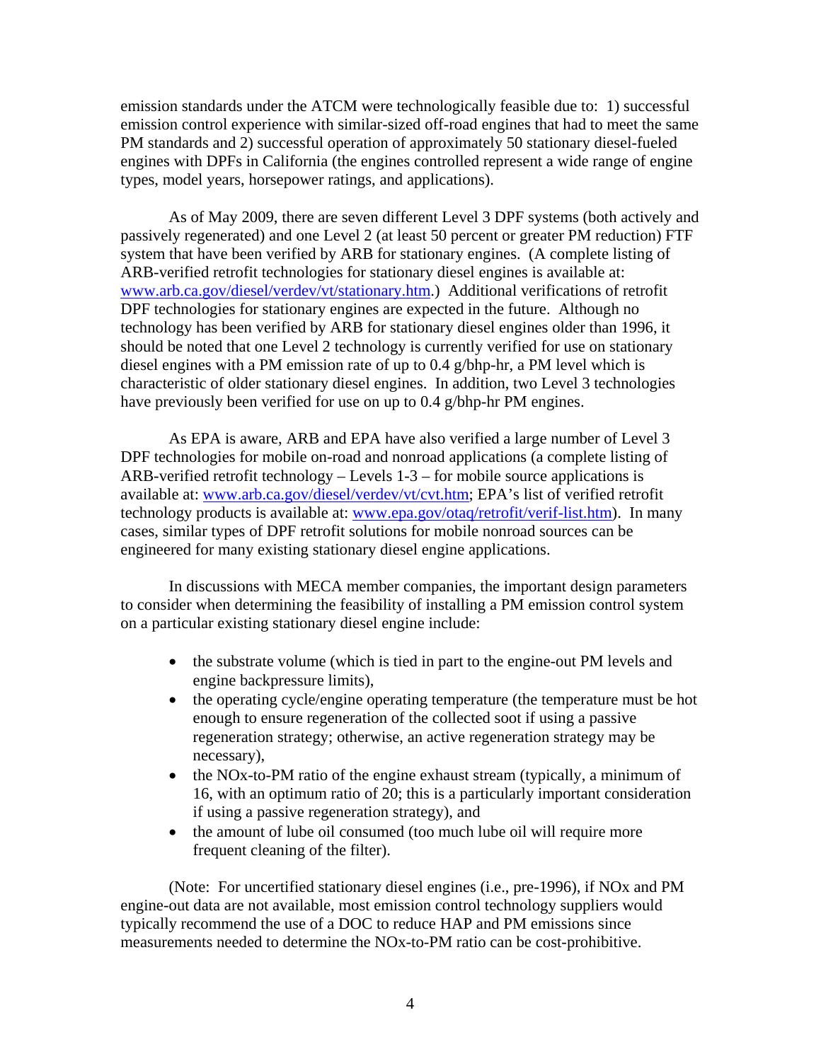emission standards under the ATCM were technologically feasible due to: 1) successful emission control experience with similar-sized off-road engines that had to meet the same PM standards and 2) successful operation of approximately 50 stationary diesel-fueled engines with DPFs in California (the engines controlled represent a wide range of engine types, model years, horsepower ratings, and applications).

As of May 2009, there are seven different Level 3 DPF systems (both actively and passively regenerated) and one Level 2 (at least 50 percent or greater PM reduction) FTF system that have been verified by ARB for stationary engines. (A complete listing of ARB-verified retrofit technologies for stationary diesel engines is available at: [www.arb.ca.gov/diesel/verdev/vt/stationary.htm](www.arb.ca.gov/diesel/verdev/vt/stationary.htm).) Additional verifications of retrofit DPF technologies for stationary engines are expected in the future. Although no technology has been verified by ARB for stationary diesel engines older than 1996, it should be noted that one Level 2 technology is currently verified for use on stationary diesel engines with a PM emission rate of up to 0.4 g/bhp-hr, a PM level which is characteristic of older stationary diesel engines. In addition, two Level 3 technologies have previously been verified for use on up to 0.4 g/bhp-hr PM engines.

As EPA is aware, ARB and EPA have also verified a large number of Level 3 DPF technologies for mobile on-road and nonroad applications (a complete listing of ARB-verified retrofit technology – Levels 1-3 – for mobile source applications is available at: [www.arb.ca.gov/diesel/verdev/vt/cvt.htm](www.arb.ca.gov/diesel/verdev/vt/cvt.htm); EPA's list of verified retrofit technology products is available at: [www.epa.gov/otaq/retrofit/verif-list.htm](www.epa.gov/otaq/retrofit/verif-list.htm)). In many cases, similar types of DPF retrofit solutions for mobile nonroad sources can be engineered for many existing stationary diesel engine applications.

In discussions with MECA member companies, the important design parameters to consider when determining the feasibility of installing a PM emission control system on a particular existing stationary diesel engine include:

- the substrate volume (which is tied in part to the engine-out PM levels and engine backpressure limits),
- the operating cycle/engine operating temperature (the temperature must be hot enough to ensure regeneration of the collected soot if using a passive regeneration strategy; otherwise, an active regeneration strategy may be necessary),
- the NOx-to-PM ratio of the engine exhaust stream (typically, a minimum of 16, with an optimum ratio of 20; this is a particularly important consideration if using a passive regeneration strategy), and
- the amount of lube oil consumed (too much lube oil will require more frequent cleaning of the filter).

(Note: For uncertified stationary diesel engines (i.e., pre-1996), if NOx and PM engine-out data are not available, most emission control technology suppliers would typically recommend the use of a DOC to reduce HAP and PM emissions since measurements needed to determine the NOx-to-PM ratio can be cost-prohibitive.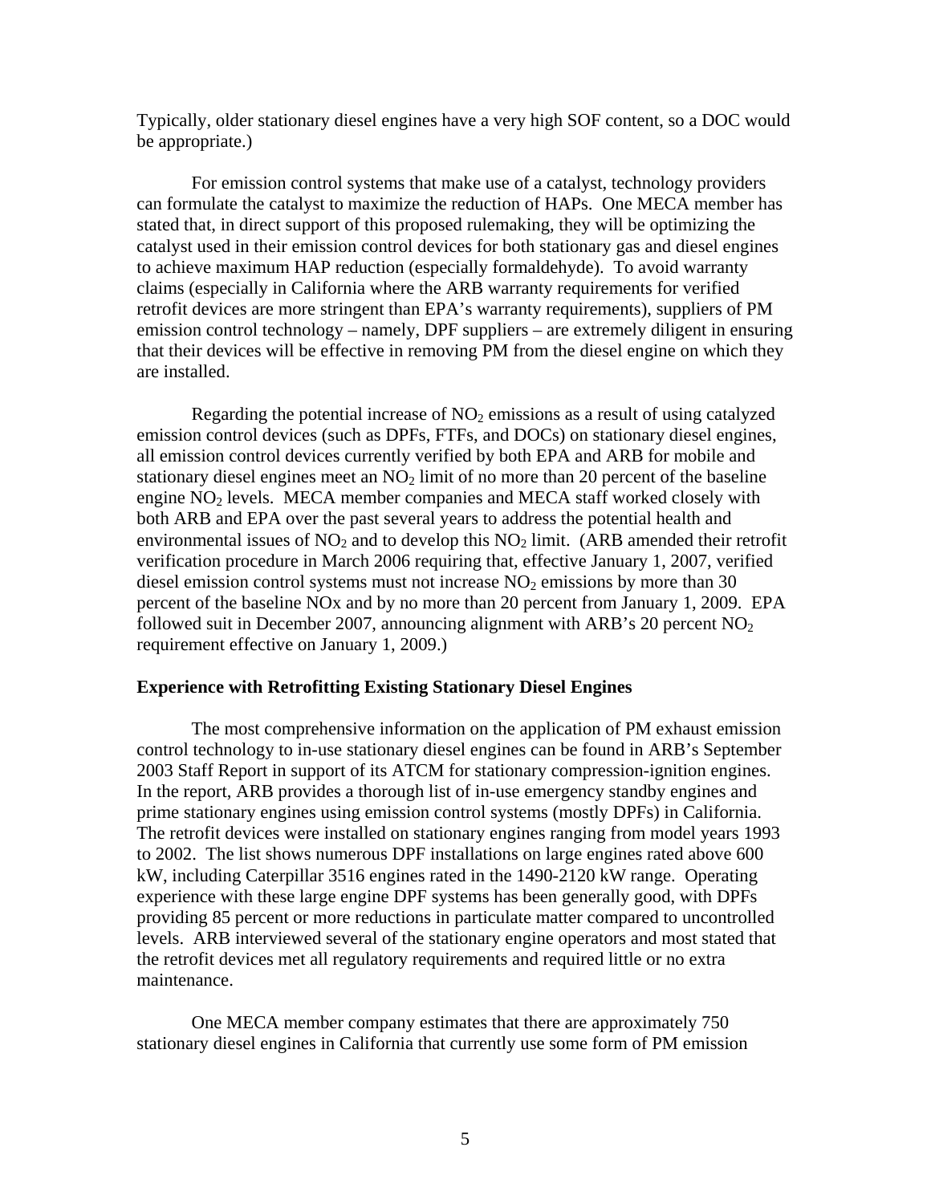Typically, older stationary diesel engines have a very high SOF content, so a DOC would be appropriate.)

For emission control systems that make use of a catalyst, technology providers can formulate the catalyst to maximize the reduction of HAPs. One MECA member has stated that, in direct support of this proposed rulemaking, they will be optimizing the catalyst used in their emission control devices for both stationary gas and diesel engines to achieve maximum HAP reduction (especially formaldehyde). To avoid warranty claims (especially in California where the ARB warranty requirements for verified retrofit devices are more stringent than EPA's warranty requirements), suppliers of PM emission control technology – namely, DPF suppliers – are extremely diligent in ensuring that their devices will be effective in removing PM from the diesel engine on which they are installed.

Regarding the potential increase of $NO_2$ emissions as a result of using catalyzed emission control devices (such as DPFs, FTFs, and DOCs) on stationary diesel engines, all emission control devices currently verified by both EPA and ARB for mobile and stationary diesel engines meet an $NO_2$ limit of no more than 20 percent of the baseline engine $NO_2$ levels. MECA member companies and MECA staff worked closely with both ARB and EPA over the past several years to address the potential health and environmental issues of $NO_2$ and to develop this $NO_2$ limit. (ARB amended their retrofit verification procedure in March 2006 requiring that, effective January 1, 2007, verified diesel emission control systems must not increase $NO_2$ emissions by more than 30 percent of the baseline NOx and by no more than 20 percent from January 1, 2009. EPA followed suit in December 2007, announcing alignment with ARB's 20 percent $NO_2$ requirement effective on January 1, 2009.)

**Experience with Retrofitting Existing Stationary Diesel Engines**

The most comprehensive information on the application of PM exhaust emission control technology to in-use stationary diesel engines can be found in ARB's September 2003 Staff Report in support of its ATCM for stationary compression-ignition engines. In the report, ARB provides a thorough list of in-use emergency standby engines and prime stationary engines using emission control systems (mostly DPFs) in California. The retrofit devices were installed on stationary engines ranging from model years 1993 to 2002. The list shows numerous DPF installations on large engines rated above 600 kW, including Caterpillar 3516 engines rated in the 1490-2120 kW range. Operating experience with these large engine DPF systems has been generally good, with DPFs providing 85 percent or more reductions in particulate matter compared to uncontrolled levels. ARB interviewed several of the stationary engine operators and most stated that the retrofit devices met all regulatory requirements and required little or no extra maintenance.

One MECA member company estimates that there are approximately 750 stationary diesel engines in California that currently use some form of PM emission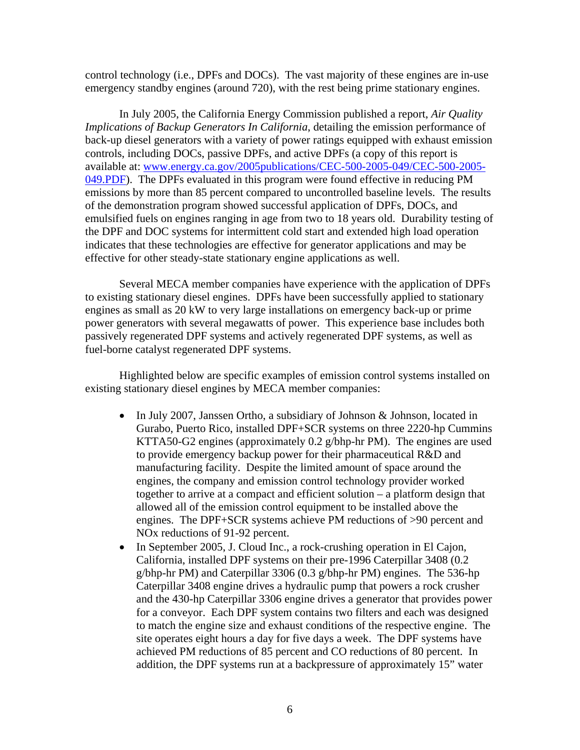control technology (i.e., DPFs and DOCs). The vast majority of these engines are in-use emergency standby engines (around 720), with the rest being prime stationary engines.

In July 2005, the California Energy Commission published a report, *Air Quality Implications of Backup Generators In California*, detailing the emission performance of back-up diesel generators with a variety of power ratings equipped with exhaust emission controls, including DOCs, passive DPFs, and active DPFs (a copy of this report is available at: [www.energy.ca.gov/2005publications/CEC-500-2005-049/CEC-500-2005-049.PDF](www.energy.ca.gov/2005publications/CEC-500-2005-049/CEC-500-2005-049.PDF)). The DPFs evaluated in this program were found effective in reducing PM emissions by more than 85 percent compared to uncontrolled baseline levels. The results of the demonstration program showed successful application of DPFs, DOCs, and emulsified fuels on engines ranging in age from two to 18 years old. Durability testing of the DPF and DOC systems for intermittent cold start and extended high load operation indicates that these technologies are effective for generator applications and may be effective for other steady-state stationary engine applications as well.

Several MECA member companies have experience with the application of DPFs to existing stationary diesel engines. DPFs have been successfully applied to stationary engines as small as 20 kW to very large installations on emergency back-up or prime power generators with several megawatts of power. This experience base includes both passively regenerated DPF systems and actively regenerated DPF systems, as well as fuel-borne catalyst regenerated DPF systems.

Highlighted below are specific examples of emission control systems installed on existing stationary diesel engines by MECA member companies:

- In July 2007, Janssen Ortho, a subsidiary of Johnson & Johnson, located in Gurabo, Puerto Rico, installed DPF+SCR systems on three 2220-hp Cummins KTTA50-G2 engines (approximately 0.2 g/bhp-hr PM). The engines are used to provide emergency backup power for their pharmaceutical R&D and manufacturing facility. Despite the limited amount of space around the engines, the company and emission control technology provider worked together to arrive at a compact and efficient solution – a platform design that allowed all of the emission control equipment to be installed above the engines. The DPF+SCR systems achieve PM reductions of >90 percent and NOx reductions of 91-92 percent.
- In September 2005, J. Cloud Inc., a rock-crushing operation in El Cajon, California, installed DPF systems on their pre-1996 Caterpillar 3408 (0.2 g/bhp-hr PM) and Caterpillar 3306 (0.3 g/bhp-hr PM) engines. The 536-hp Caterpillar 3408 engine drives a hydraulic pump that powers a rock crusher and the 430-hp Caterpillar 3306 engine drives a generator that provides power for a conveyor. Each DPF system contains two filters and each was designed to match the engine size and exhaust conditions of the respective engine. The site operates eight hours a day for five days a week. The DPF systems have achieved PM reductions of 85 percent and CO reductions of 80 percent. In addition, the DPF systems run at a backpressure of approximately 15" water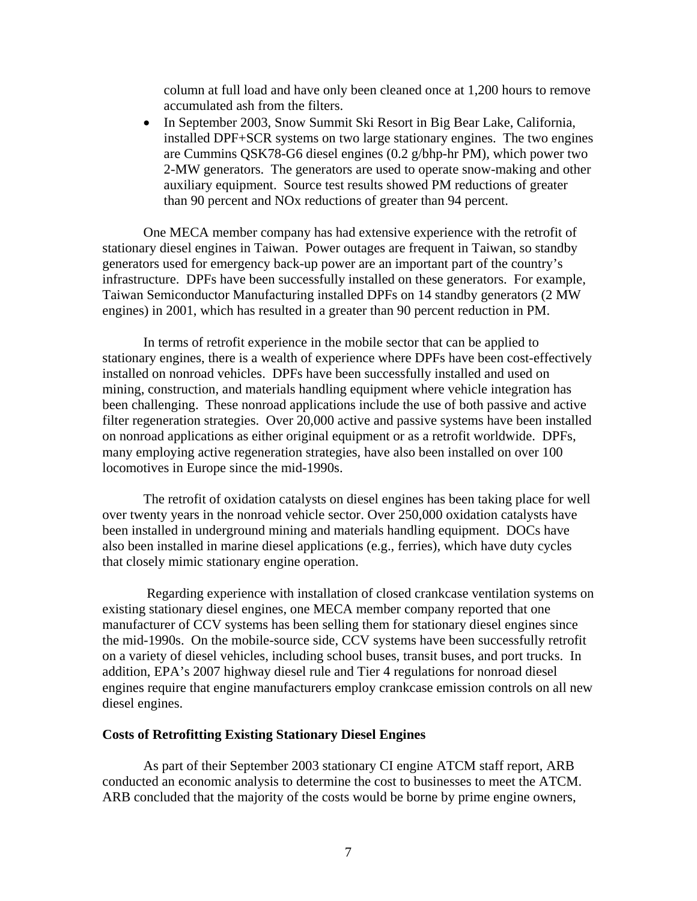column at full load and have only been cleaned once at 1,200 hours to remove accumulated ash from the filters.

- In September 2003, Snow Summit Ski Resort in Big Bear Lake, California, installed DPF+SCR systems on two large stationary engines. The two engines are Cummins QSK78-G6 diesel engines (0.2 g/bhp-hr PM), which power two 2-MW generators. The generators are used to operate snow-making and other auxiliary equipment. Source test results showed PM reductions of greater than 90 percent and NOx reductions of greater than 94 percent.

One MECA member company has had extensive experience with the retrofit of stationary diesel engines in Taiwan. Power outages are frequent in Taiwan, so standby generators used for emergency back-up power are an important part of the country's infrastructure. DPFs have been successfully installed on these generators. For example, Taiwan Semiconductor Manufacturing installed DPFs on 14 standby generators (2 MW engines) in 2001, which has resulted in a greater than 90 percent reduction in PM.

In terms of retrofit experience in the mobile sector that can be applied to stationary engines, there is a wealth of experience where DPFs have been cost-effectively installed on nonroad vehicles. DPFs have been successfully installed and used on mining, construction, and materials handling equipment where vehicle integration has been challenging. These nonroad applications include the use of both passive and active filter regeneration strategies. Over 20,000 active and passive systems have been installed on nonroad applications as either original equipment or as a retrofit worldwide. DPFs, many employing active regeneration strategies, have also been installed on over 100 locomotives in Europe since the mid-1990s.

The retrofit of oxidation catalysts on diesel engines has been taking place for well over twenty years in the nonroad vehicle sector. Over 250,000 oxidation catalysts have been installed in underground mining and materials handling equipment. DOCs have also been installed in marine diesel applications (e.g., ferries), which have duty cycles that closely mimic stationary engine operation.

Regarding experience with installation of closed crankcase ventilation systems on existing stationary diesel engines, one MECA member company reported that one manufacturer of CCV systems has been selling them for stationary diesel engines since the mid-1990s. On the mobile-source side, CCV systems have been successfully retrofit on a variety of diesel vehicles, including school buses, transit buses, and port trucks. In addition, EPA's 2007 highway diesel rule and Tier 4 regulations for nonroad diesel engines require that engine manufacturers employ crankcase emission controls on all new diesel engines.

**Costs of Retrofitting Existing Stationary Diesel Engines**

As part of their September 2003 stationary CI engine ATCM staff report, ARB conducted an economic analysis to determine the cost to businesses to meet the ATCM. ARB concluded that the majority of the costs would be borne by prime engine owners,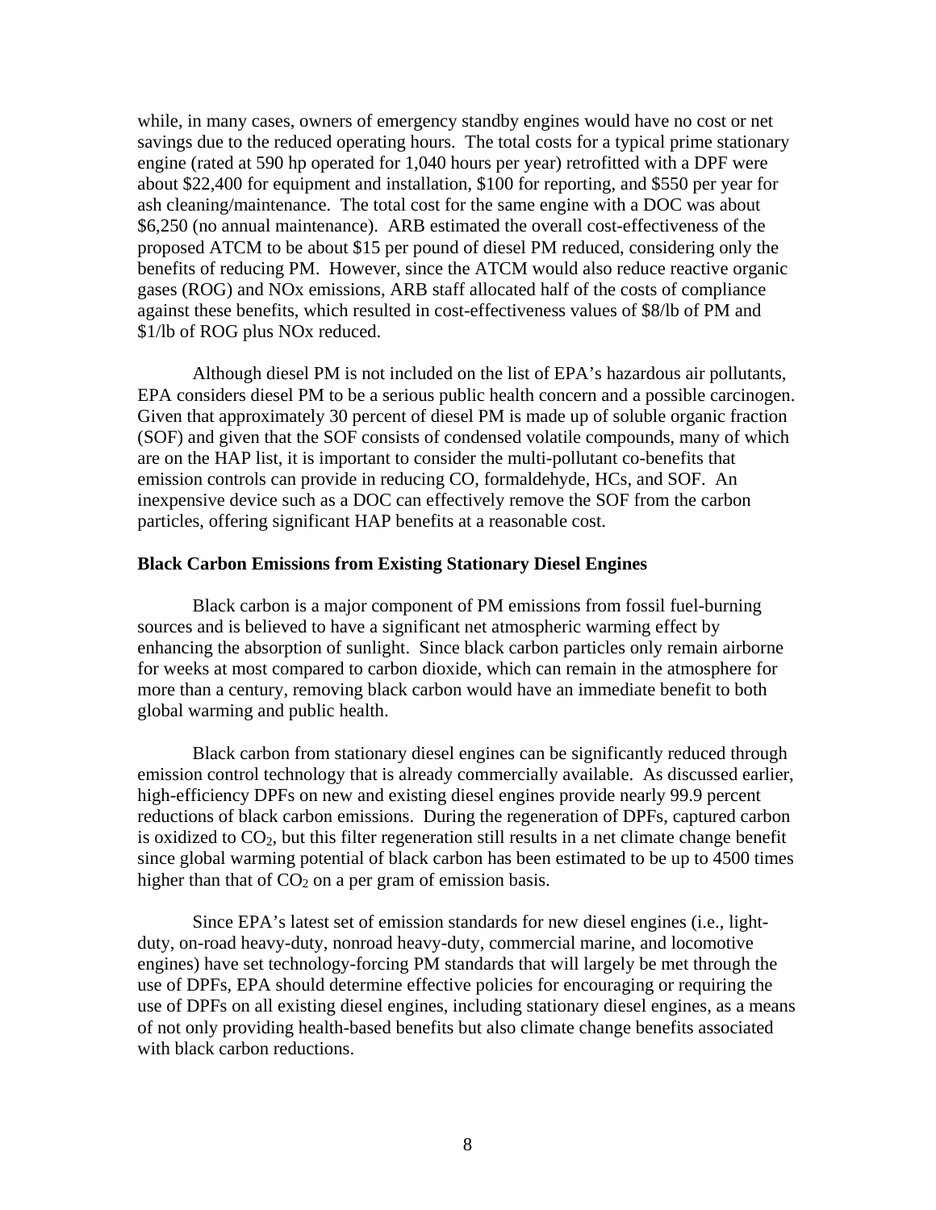while, in many cases, owners of emergency standby engines would have no cost or net savings due to the reduced operating hours. The total costs for a typical prime stationary engine (rated at 590 hp operated for 1,040 hours per year) retrofitted with a DPF were about $22,400 for equipment and installation, $100 for reporting, and $550 per year for ash cleaning/maintenance. The total cost for the same engine with a DOC was about $6,250 (no annual maintenance). ARB estimated the overall cost-effectiveness of the proposed ATCM to be about $15 per pound of diesel PM reduced, considering only the benefits of reducing PM. However, since the ATCM would also reduce reactive organic gases (ROG) and NOx emissions, ARB staff allocated half of the costs of compliance against these benefits, which resulted in cost-effectiveness values of $8/lb of PM and $1/lb of ROG plus NOx reduced.

Although diesel PM is not included on the list of EPA's hazardous air pollutants, EPA considers diesel PM to be a serious public health concern and a possible carcinogen. Given that approximately 30 percent of diesel PM is made up of soluble organic fraction (SOF) and given that the SOF consists of condensed volatile compounds, many of which are on the HAP list, it is important to consider the multi-pollutant co-benefits that emission controls can provide in reducing CO, formaldehyde, HCs, and SOF. An inexpensive device such as a DOC can effectively remove the SOF from the carbon particles, offering significant HAP benefits at a reasonable cost.

**Black Carbon Emissions from Existing Stationary Diesel Engines**

Black carbon is a major component of PM emissions from fossil fuel-burning sources and is believed to have a significant net atmospheric warming effect by enhancing the absorption of sunlight. Since black carbon particles only remain airborne for weeks at most compared to carbon dioxide, which can remain in the atmosphere for more than a century, removing black carbon would have an immediate benefit to both global warming and public health.

Black carbon from stationary diesel engines can be significantly reduced through emission control technology that is already commercially available. As discussed earlier, high-efficiency DPFs on new and existing diesel engines provide nearly 99.9 percent reductions of black carbon emissions. During the regeneration of DPFs, captured carbon is oxidized to $CO_2$, but this filter regeneration still results in a net climate change benefit since global warming potential of black carbon has been estimated to be up to 4500 times higher than that of $CO_2$ on a per gram of emission basis.

Since EPA's latest set of emission standards for new diesel engines (i.e., light-duty, on-road heavy-duty, nonroad heavy-duty, commercial marine, and locomotive engines) have set technology-forcing PM standards that will largely be met through the use of DPFs, EPA should determine effective policies for encouraging or requiring the use of DPFs on all existing diesel engines, including stationary diesel engines, as a means of not only providing health-based benefits but also climate change benefits associated with black carbon reductions.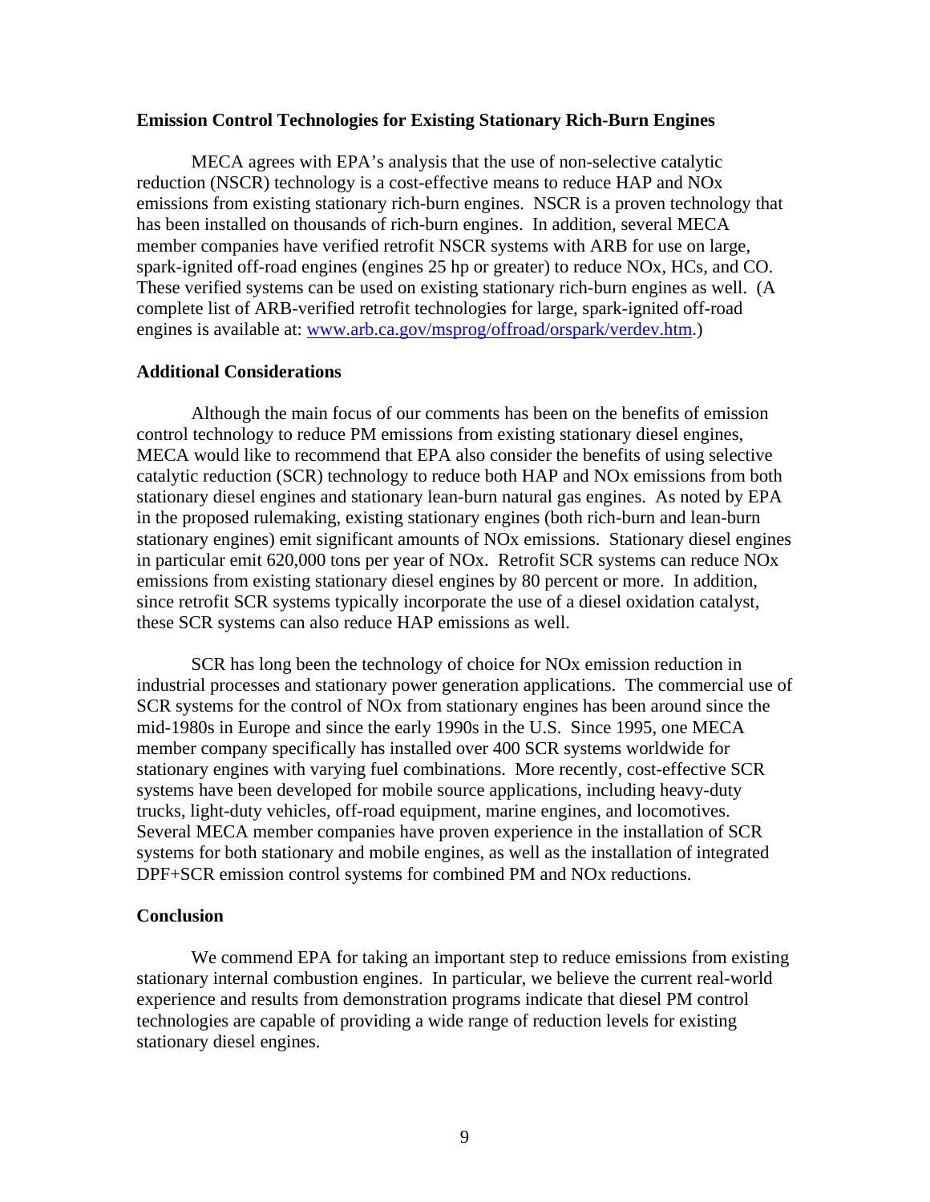**Emission Control Technologies for Existing Stationary Rich-Burn Engines**

MECA agrees with EPA's analysis that the use of non-selective catalytic reduction (NSCR) technology is a cost-effective means to reduce HAP and NOx emissions from existing stationary rich-burn engines. NSCR is a proven technology that has been installed on thousands of rich-burn engines. In addition, several MECA member companies have verified retrofit NSCR systems with ARB for use on large, spark-ignited off-road engines (engines 25 hp or greater) to reduce NOx, HCs, and CO. These verified systems can be used on existing stationary rich-burn engines as well. (A complete list of ARB-verified retrofit technologies for large, spark-ignited off-road engines is available at: [www.arb.ca.gov/msprog/offroad/orspark/verdev.htm](www.arb.ca.gov/msprog/offroad/orspark/verdev.htm).)

**Additional Considerations**

Although the main focus of our comments has been on the benefits of emission control technology to reduce PM emissions from existing stationary diesel engines, MECA would like to recommend that EPA also consider the benefits of using selective catalytic reduction (SCR) technology to reduce both HAP and NOx emissions from both stationary diesel engines and stationary lean-burn natural gas engines. As noted by EPA in the proposed rulemaking, existing stationary engines (both rich-burn and lean-burn stationary engines) emit significant amounts of NOx emissions. Stationary diesel engines in particular emit 620,000 tons per year of NOx. Retrofit SCR systems can reduce NOx emissions from existing stationary diesel engines by 80 percent or more. In addition, since retrofit SCR systems typically incorporate the use of a diesel oxidation catalyst, these SCR systems can also reduce HAP emissions as well.

SCR has long been the technology of choice for NOx emission reduction in industrial processes and stationary power generation applications. The commercial use of SCR systems for the control of NOx from stationary engines has been around since the mid-1980s in Europe and since the early 1990s in the U.S. Since 1995, one MECA member company specifically has installed over 400 SCR systems worldwide for stationary engines with varying fuel combinations. More recently, cost-effective SCR systems have been developed for mobile source applications, including heavy-duty trucks, light-duty vehicles, off-road equipment, marine engines, and locomotives. Several MECA member companies have proven experience in the installation of SCR systems for both stationary and mobile engines, as well as the installation of integrated DPF+SCR emission control systems for combined PM and NOx reductions.

**Conclusion**

We commend EPA for taking an important step to reduce emissions from existing stationary internal combustion engines. In particular, we believe the current real-world experience and results from demonstration programs indicate that diesel PM control technologies are capable of providing a wide range of reduction levels for existing stationary diesel engines.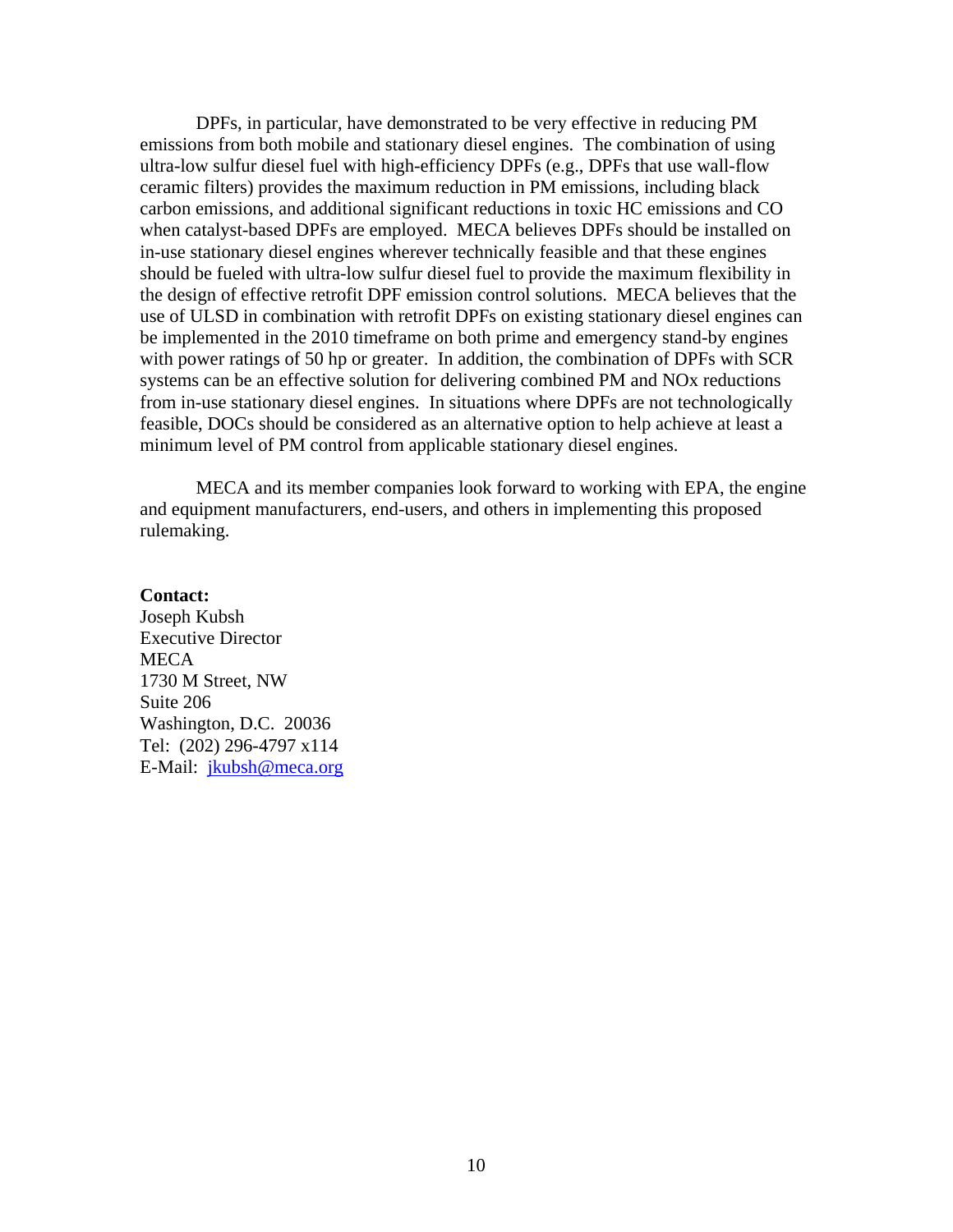DPFs, in particular, have demonstrated to be very effective in reducing PM emissions from both mobile and stationary diesel engines. The combination of using ultra-low sulfur diesel fuel with high-efficiency DPFs (e.g., DPFs that use wall-flow ceramic filters) provides the maximum reduction in PM emissions, including black carbon emissions, and additional significant reductions in toxic HC emissions and CO when catalyst-based DPFs are employed. MECA believes DPFs should be installed on in-use stationary diesel engines wherever technically feasible and that these engines should be fueled with ultra-low sulfur diesel fuel to provide the maximum flexibility in the design of effective retrofit DPF emission control solutions. MECA believes that the use of ULSD in combination with retrofit DPFs on existing stationary diesel engines can be implemented in the 2010 timeframe on both prime and emergency stand-by engines with power ratings of 50 hp or greater. In addition, the combination of DPFs with SCR systems can be an effective solution for delivering combined PM and NOx reductions from in-use stationary diesel engines. In situations where DPFs are not technologically feasible, DOCs should be considered as an alternative option to help achieve at least a minimum level of PM control from applicable stationary diesel engines.

MECA and its member companies look forward to working with EPA, the engine and equipment manufacturers, end-users, and others in implementing this proposed rulemaking.

**Contact:**
Joseph Kubsh
Executive Director
MECA
1730 M Street, NW
Suite 206
Washington, D.C. 20036
Tel: (202) 296-4797 x114
E-Mail: jkubsh@meca.org